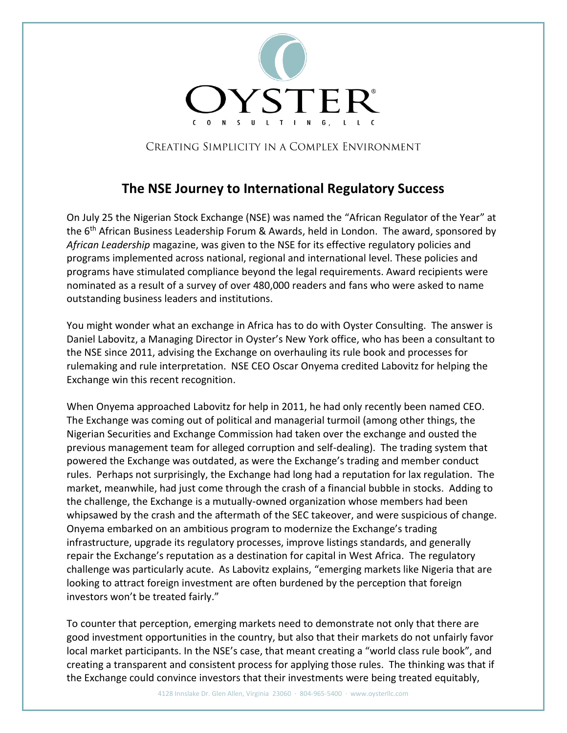OYSTER®

CONSULTING, LLC

CREATING SIMPLICITY IN A COMPLEX ENVIRONMENT

# The NSE Journey to International Regulatory Success

On July 25 the Nigerian Stock Exchange (NSE) was named the "African Regulator of the Year" at the 6th African Business Leadership Forum & Awards, held in London. The award, sponsored by *African Leadership* magazine, was given to the NSE for its effective regulatory policies and programs implemented across national, regional and international level. These policies and programs have stimulated compliance beyond the legal requirements. Award recipients were nominated as a result of a survey of over 480,000 readers and fans who were asked to name outstanding business leaders and institutions.

You might wonder what an exchange in Africa has to do with Oyster Consulting. The answer is Daniel Labovitz, a Managing Director in Oyster's New York office, who has been a consultant to the NSE since 2011, advising the Exchange on overhauling its rule book and processes for rulemaking and rule interpretation. NSE CEO Oscar Onyema credited Labovitz for helping the Exchange win this recent recognition.

When Onyema approached Labovitz for help in 2011, he had only recently been named CEO. The Exchange was coming out of political and managerial turmoil (among other things, the Nigerian Securities and Exchange Commission had taken over the exchange and ousted the previous management team for alleged corruption and self-dealing). The trading system that powered the Exchange was outdated, as were the Exchange's trading and member conduct rules. Perhaps not surprisingly, the Exchange had long had a reputation for lax regulation. The market, meanwhile, had just come through the crash of a financial bubble in stocks. Adding to the challenge, the Exchange is a mutually-owned organization whose members had been whipsawed by the crash and the aftermath of the SEC takeover, and were suspicious of change. Onyema embarked on an ambitious program to modernize the Exchange's trading infrastructure, upgrade its regulatory processes, improve listings standards, and generally repair the Exchange's reputation as a destination for capital in West Africa. The regulatory challenge was particularly acute. As Labovitz explains, "emerging markets like Nigeria that are looking to attract foreign investment are often burdened by the perception that foreign investors won't be treated fairly."

To counter that perception, emerging markets need to demonstrate not only that there are good investment opportunities in the country, but also that their markets do not unfairly favor local market participants. In the NSE's case, that meant creating a "world class rule book", and creating a transparent and consistent process for applying those rules. The thinking was that if the Exchange could convince investors that their investments were being treated equitably,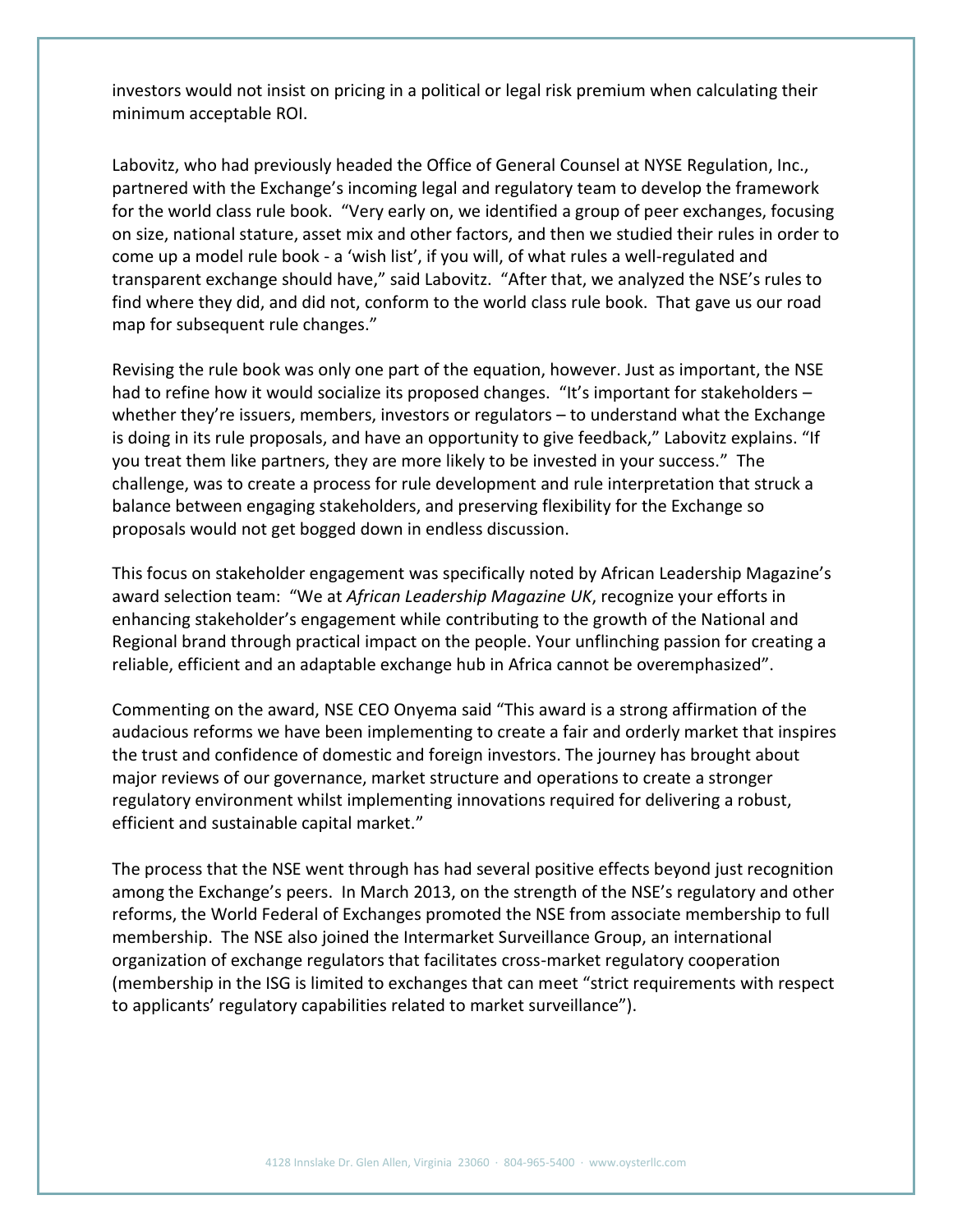investors would not insist on pricing in a political or legal risk premium when calculating their minimum acceptable ROI.

Labovitz, who had previously headed the Office of General Counsel at NYSE Regulation, Inc., partnered with the Exchange's incoming legal and regulatory team to develop the framework for the world class rule book. "Very early on, we identified a group of peer exchanges, focusing on size, national stature, asset mix and other factors, and then we studied their rules in order to come up a model rule book - a 'wish list', if you will, of what rules a well-regulated and transparent exchange should have," said Labovitz. "After that, we analyzed the NSE's rules to find where they did, and did not, conform to the world class rule book. That gave us our road map for subsequent rule changes."

Revising the rule book was only one part of the equation, however. Just as important, the NSE had to refine how it would socialize its proposed changes. "It's important for stakeholders – whether they're issuers, members, investors or regulators – to understand what the Exchange is doing in its rule proposals, and have an opportunity to give feedback," Labovitz explains. "If you treat them like partners, they are more likely to be invested in your success." The challenge, was to create a process for rule development and rule interpretation that struck a balance between engaging stakeholders, and preserving flexibility for the Exchange so proposals would not get bogged down in endless discussion.

This focus on stakeholder engagement was specifically noted by African Leadership Magazine's award selection team: "We at *African Leadership Magazine UK*, recognize your efforts in enhancing stakeholder's engagement while contributing to the growth of the National and Regional brand through practical impact on the people. Your unflinching passion for creating a reliable, efficient and an adaptable exchange hub in Africa cannot be overemphasized".

Commenting on the award, NSE CEO Onyema said "This award is a strong affirmation of the audacious reforms we have been implementing to create a fair and orderly market that inspires the trust and confidence of domestic and foreign investors. The journey has brought about major reviews of our governance, market structure and operations to create a stronger regulatory environment whilst implementing innovations required for delivering a robust, efficient and sustainable capital market."

The process that the NSE went through has had several positive effects beyond just recognition among the Exchange's peers. In March 2013, on the strength of the NSE's regulatory and other reforms, the World Federal of Exchanges promoted the NSE from associate membership to full membership. The NSE also joined the Intermarket Surveillance Group, an international organization of exchange regulators that facilitates cross-market regulatory cooperation (membership in the ISG is limited to exchanges that can meet "strict requirements with respect to applicants' regulatory capabilities related to market surveillance").